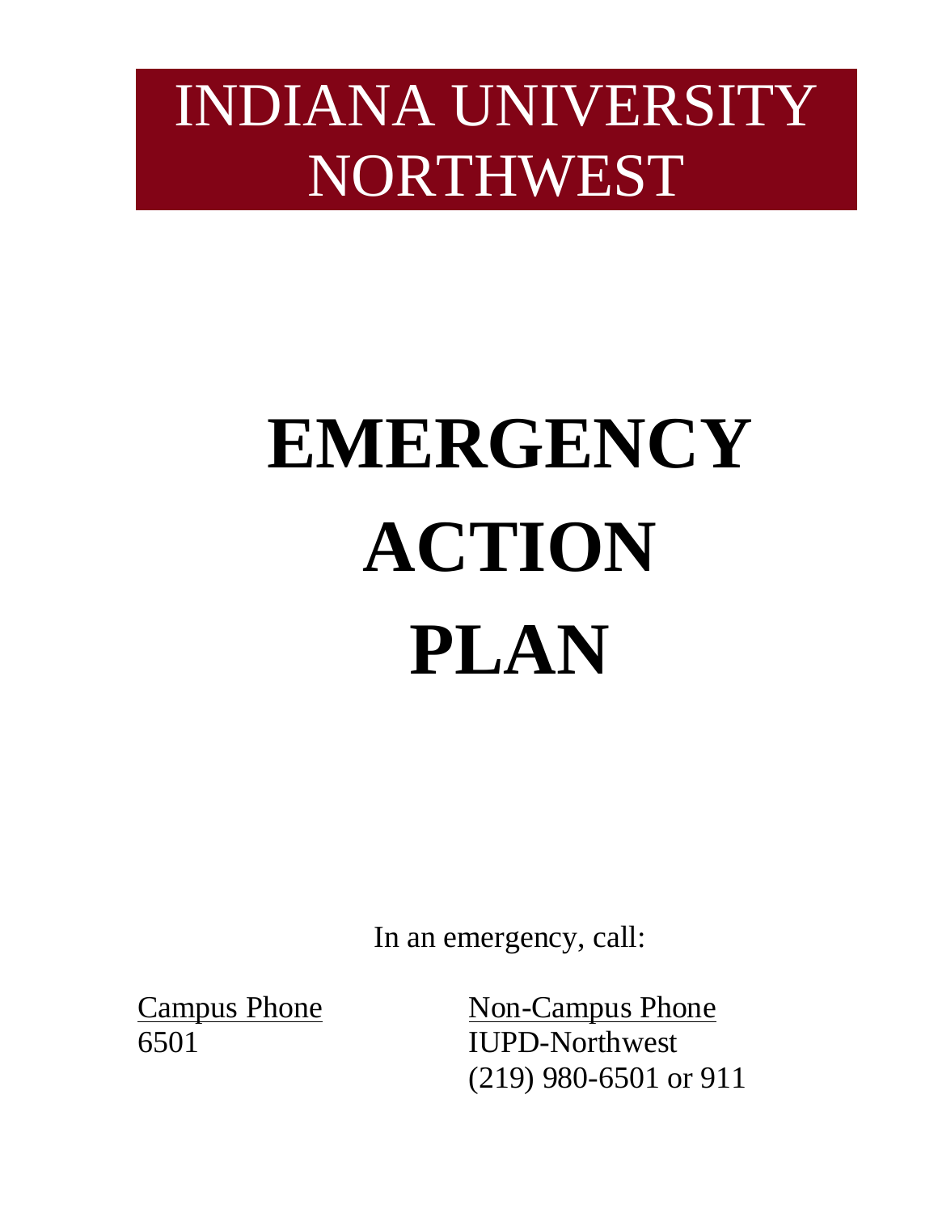INDIANA UNIVERSITY NORTHWEST

# EMERGENCY ACTION PLAN

In an emergency, call:

| Campus Phone | Non-Campus Phone |
| --- | --- |
| 6501 | IUPD-Northwest<br>(219) 980-6501 or 911 |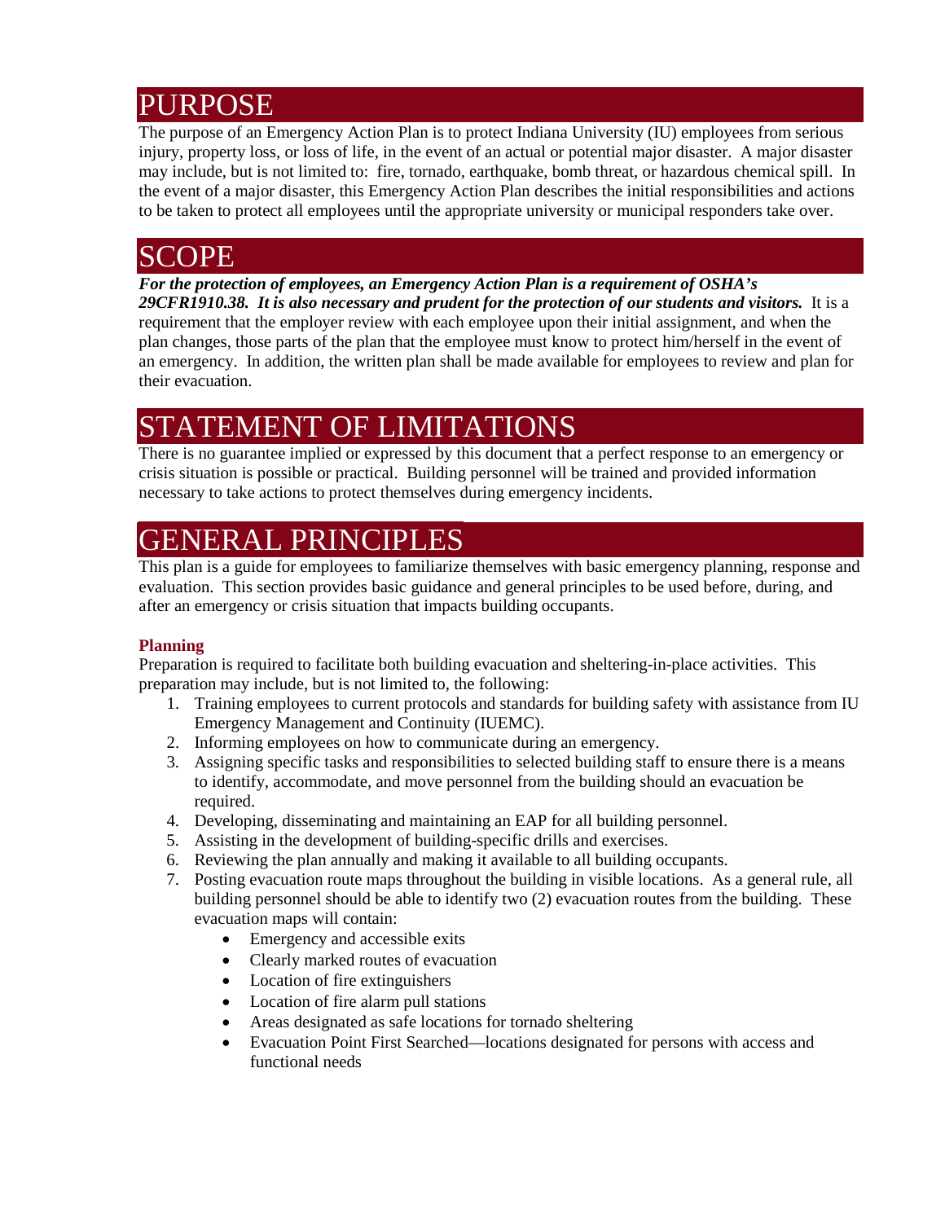# PURPOSE

The purpose of an Emergency Action Plan is to protect Indiana University (IU) employees from serious injury, property loss, or loss of life, in the event of an actual or potential major disaster. A major disaster may include, but is not limited to: fire, tornado, earthquake, bomb threat, or hazardous chemical spill. In the event of a major disaster, this Emergency Action Plan describes the initial responsibilities and actions to be taken to protect all employees until the appropriate university or municipal responders take over.

# SCOPE

***For the protection of employees, an Emergency Action Plan is a requirement of OSHA's 29CFR1910.38. It is also necessary and prudent for the protection of our students and visitors.*** It is a requirement that the employer review with each employee upon their initial assignment, and when the plan changes, those parts of the plan that the employee must know to protect him/herself in the event of an emergency. In addition, the written plan shall be made available for employees to review and plan for their evacuation.

# STATEMENT OF LIMITATIONS

There is no guarantee implied or expressed by this document that a perfect response to an emergency or crisis situation is possible or practical. Building personnel will be trained and provided information necessary to take actions to protect themselves during emergency incidents.

# GENERAL PRINCIPLES

This plan is a guide for employees to familiarize themselves with basic emergency planning, response and evaluation. This section provides basic guidance and general principles to be used before, during, and after an emergency or crisis situation that impacts building occupants.

### Planning

Preparation is required to facilitate both building evacuation and sheltering-in-place activities. This preparation may include, but is not limited to, the following:

1. Training employees to current protocols and standards for building safety with assistance from IU Emergency Management and Continuity (IUEMC).
2. Informing employees on how to communicate during an emergency.
3. Assigning specific tasks and responsibilities to selected building staff to ensure there is a means to identify, accommodate, and move personnel from the building should an evacuation be required.
4. Developing, disseminating and maintaining an EAP for all building personnel.
5. Assisting in the development of building-specific drills and exercises.
6. Reviewing the plan annually and making it available to all building occupants.
7. Posting evacuation route maps throughout the building in visible locations. As a general rule, all building personnel should be able to identify two (2) evacuation routes from the building. These evacuation maps will contain:
   - Emergency and accessible exits
   - Clearly marked routes of evacuation
   - Location of fire extinguishers
   - Location of fire alarm pull stations
   - Areas designated as safe locations for tornado sheltering
   - Evacuation Point First Searched—locations designated for persons with access and functional needs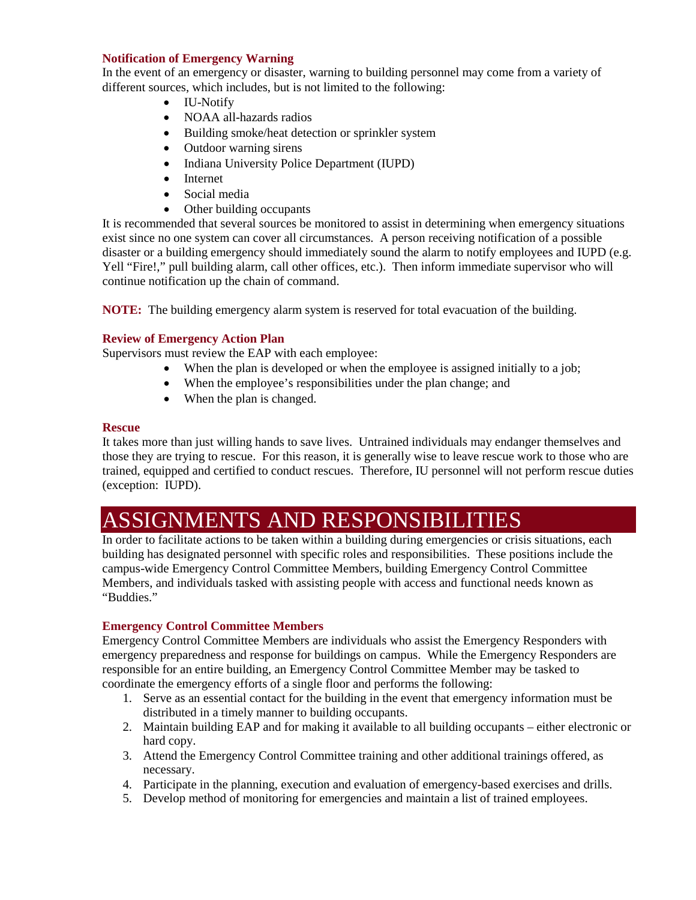### Notification of Emergency Warning

In the event of an emergency or disaster, warning to building personnel may come from a variety of different sources, which includes, but is not limited to the following:

- IU-Notify
- NOAA all-hazards radios
- Building smoke/heat detection or sprinkler system
- Outdoor warning sirens
- Indiana University Police Department (IUPD)
- Internet
- Social media
- Other building occupants

It is recommended that several sources be monitored to assist in determining when emergency situations exist since no one system can cover all circumstances. A person receiving notification of a possible disaster or a building emergency should immediately sound the alarm to notify employees and IUPD (e.g. Yell "Fire!," pull building alarm, call other offices, etc.). Then inform immediate supervisor who will continue notification up the chain of command.

**NOTE:** The building emergency alarm system is reserved for total evacuation of the building.

### Review of Emergency Action Plan

Supervisors must review the EAP with each employee:

- When the plan is developed or when the employee is assigned initially to a job;
- When the employee's responsibilities under the plan change; and
- When the plan is changed.

### Rescue

It takes more than just willing hands to save lives. Untrained individuals may endanger themselves and those they are trying to rescue. For this reason, it is generally wise to leave rescue work to those who are trained, equipped and certified to conduct rescues. Therefore, IU personnel will not perform rescue duties (exception: IUPD).

# ASSIGNMENTS AND RESPONSIBILITIES

In order to facilitate actions to be taken within a building during emergencies or crisis situations, each building has designated personnel with specific roles and responsibilities. These positions include the campus-wide Emergency Control Committee Members, building Emergency Control Committee Members, and individuals tasked with assisting people with access and functional needs known as "Buddies."

### Emergency Control Committee Members

Emergency Control Committee Members are individuals who assist the Emergency Responders with emergency preparedness and response for buildings on campus. While the Emergency Responders are responsible for an entire building, an Emergency Control Committee Member may be tasked to coordinate the emergency efforts of a single floor and performs the following:

1. Serve as an essential contact for the building in the event that emergency information must be distributed in a timely manner to building occupants.
2. Maintain building EAP and for making it available to all building occupants – either electronic or hard copy.
3. Attend the Emergency Control Committee training and other additional trainings offered, as necessary.
4. Participate in the planning, execution and evaluation of emergency-based exercises and drills.
5. Develop method of monitoring for emergencies and maintain a list of trained employees.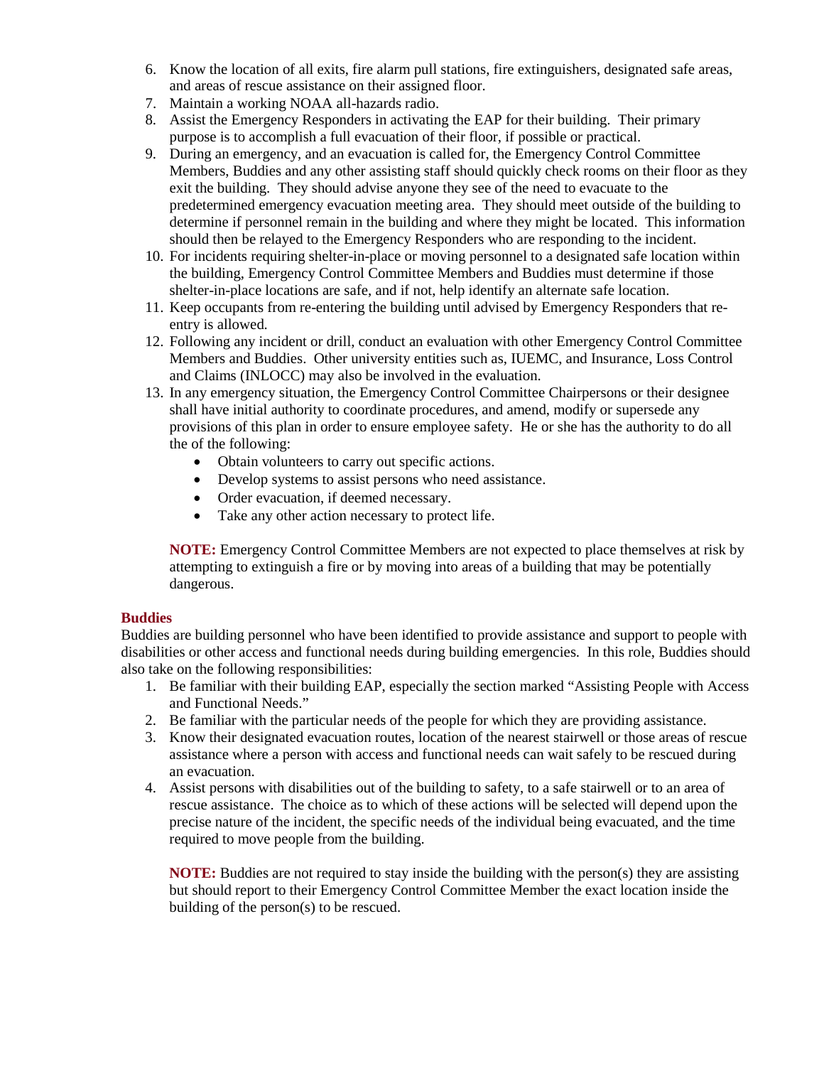6. Know the location of all exits, fire alarm pull stations, fire extinguishers, designated safe areas, and areas of rescue assistance on their assigned floor.
7. Maintain a working NOAA all-hazards radio.
8. Assist the Emergency Responders in activating the EAP for their building. Their primary purpose is to accomplish a full evacuation of their floor, if possible or practical.
9. During an emergency, and an evacuation is called for, the Emergency Control Committee Members, Buddies and any other assisting staff should quickly check rooms on their floor as they exit the building. They should advise anyone they see of the need to evacuate to the predetermined emergency evacuation meeting area. They should meet outside of the building to determine if personnel remain in the building and where they might be located. This information should then be relayed to the Emergency Responders who are responding to the incident.
10. For incidents requiring shelter-in-place or moving personnel to a designated safe location within the building, Emergency Control Committee Members and Buddies must determine if those shelter-in-place locations are safe, and if not, help identify an alternate safe location.
11. Keep occupants from re-entering the building until advised by Emergency Responders that re-entry is allowed.
12. Following any incident or drill, conduct an evaluation with other Emergency Control Committee Members and Buddies. Other university entities such as, IUEMC, and Insurance, Loss Control and Claims (INLOCC) may also be involved in the evaluation.
13. In any emergency situation, the Emergency Control Committee Chairpersons or their designee shall have initial authority to coordinate procedures, and amend, modify or supersede any provisions of this plan in order to ensure employee safety. He or she has the authority to do all the of the following:
    - Obtain volunteers to carry out specific actions.
    - Develop systems to assist persons who need assistance.
    - Order evacuation, if deemed necessary.
    - Take any other action necessary to protect life.

    **NOTE:** Emergency Control Committee Members are not expected to place themselves at risk by attempting to extinguish a fire or by moving into areas of a building that may be potentially dangerous.

### Buddies

Buddies are building personnel who have been identified to provide assistance and support to people with disabilities or other access and functional needs during building emergencies. In this role, Buddies should also take on the following responsibilities:

1. Be familiar with their building EAP, especially the section marked "Assisting People with Access and Functional Needs."
2. Be familiar with the particular needs of the people for which they are providing assistance.
3. Know their designated evacuation routes, location of the nearest stairwell or those areas of rescue assistance where a person with access and functional needs can wait safely to be rescued during an evacuation.
4. Assist persons with disabilities out of the building to safety, to a safe stairwell or to an area of rescue assistance. The choice as to which of these actions will be selected will depend upon the precise nature of the incident, the specific needs of the individual being evacuated, and the time required to move people from the building.

    **NOTE:** Buddies are not required to stay inside the building with the person(s) they are assisting but should report to their Emergency Control Committee Member the exact location inside the building of the person(s) to be rescued.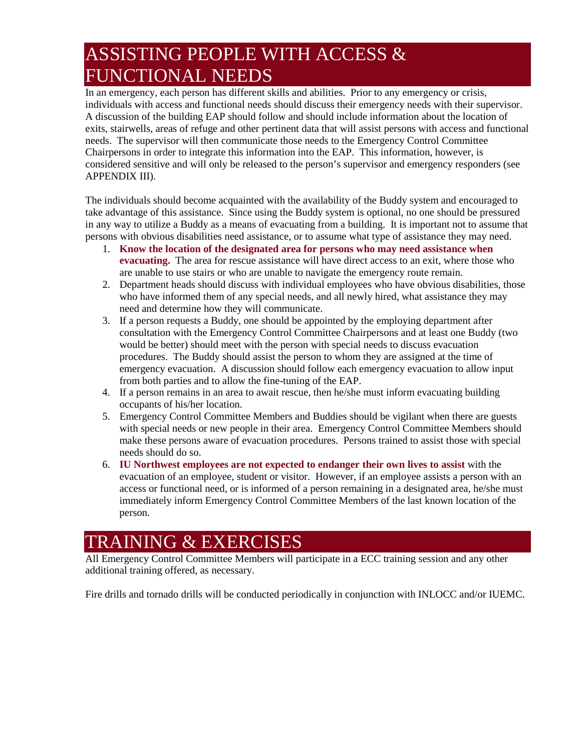# ASSISTING PEOPLE WITH ACCESS & FUNCTIONAL NEEDS

In an emergency, each person has different skills and abilities. Prior to any emergency or crisis, individuals with access and functional needs should discuss their emergency needs with their supervisor. A discussion of the building EAP should follow and should include information about the location of exits, stairwells, areas of refuge and other pertinent data that will assist persons with access and functional needs. The supervisor will then communicate those needs to the Emergency Control Committee Chairpersons in order to integrate this information into the EAP. This information, however, is considered sensitive and will only be released to the person's supervisor and emergency responders (see APPENDIX III).

The individuals should become acquainted with the availability of the Buddy system and encouraged to take advantage of this assistance. Since using the Buddy system is optional, no one should be pressured in any way to utilize a Buddy as a means of evacuating from a building. It is important not to assume that persons with obvious disabilities need assistance, or to assume what type of assistance they may need.

1. **Know the location of the designated area for persons who may need assistance when evacuating.** The area for rescue assistance will have direct access to an exit, where those who are unable to use stairs or who are unable to navigate the emergency route remain.
2. Department heads should discuss with individual employees who have obvious disabilities, those who have informed them of any special needs, and all newly hired, what assistance they may need and determine how they will communicate.
3. If a person requests a Buddy, one should be appointed by the employing department after consultation with the Emergency Control Committee Chairpersons and at least one Buddy (two would be better) should meet with the person with special needs to discuss evacuation procedures. The Buddy should assist the person to whom they are assigned at the time of emergency evacuation. A discussion should follow each emergency evacuation to allow input from both parties and to allow the fine-tuning of the EAP.
4. If a person remains in an area to await rescue, then he/she must inform evacuating building occupants of his/her location.
5. Emergency Control Committee Members and Buddies should be vigilant when there are guests with special needs or new people in their area. Emergency Control Committee Members should make these persons aware of evacuation procedures. Persons trained to assist those with special needs should do so.
6. **IU Northwest employees are not expected to endanger their own lives to assist** with the evacuation of an employee, student or visitor. However, if an employee assists a person with an access or functional need, or is informed of a person remaining in a designated area, he/she must immediately inform Emergency Control Committee Members of the last known location of the person.

# TRAINING & EXERCISES

All Emergency Control Committee Members will participate in a ECC training session and any other additional training offered, as necessary.

Fire drills and tornado drills will be conducted periodically in conjunction with INLOCC and/or IUEMC.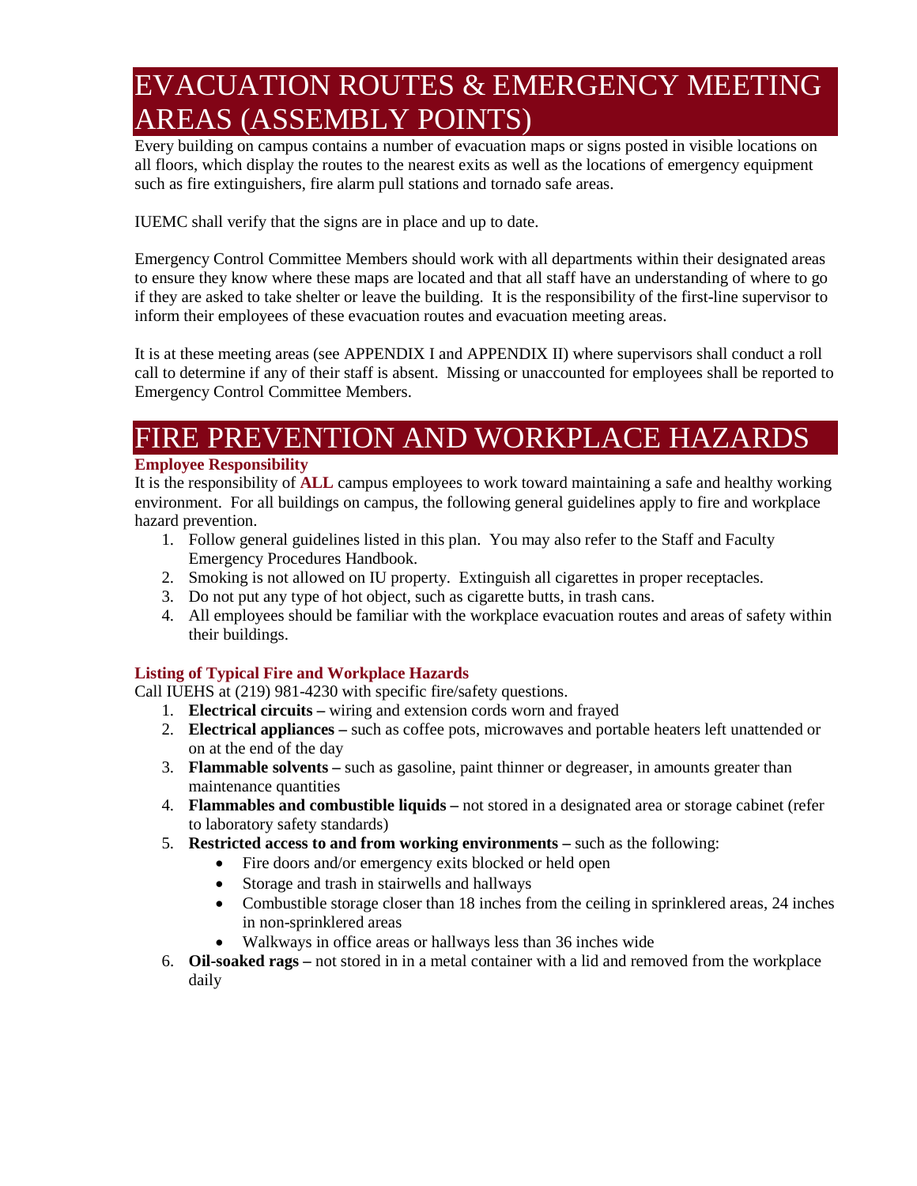# EVACUATION ROUTES & EMERGENCY MEETING AREAS (ASSEMBLY POINTS)

Every building on campus contains a number of evacuation maps or signs posted in visible locations on all floors, which display the routes to the nearest exits as well as the locations of emergency equipment such as fire extinguishers, fire alarm pull stations and tornado safe areas.

IUEMC shall verify that the signs are in place and up to date.

Emergency Control Committee Members should work with all departments within their designated areas to ensure they know where these maps are located and that all staff have an understanding of where to go if they are asked to take shelter or leave the building. It is the responsibility of the first-line supervisor to inform their employees of these evacuation routes and evacuation meeting areas.

It is at these meeting areas (see APPENDIX I and APPENDIX II) where supervisors shall conduct a roll call to determine if any of their staff is absent. Missing or unaccounted for employees shall be reported to Emergency Control Committee Members.

# FIRE PREVENTION AND WORKPLACE HAZARDS

### Employee Responsibility

It is the responsibility of **ALL** campus employees to work toward maintaining a safe and healthy working environment. For all buildings on campus, the following general guidelines apply to fire and workplace hazard prevention.

1. Follow general guidelines listed in this plan. You may also refer to the Staff and Faculty Emergency Procedures Handbook.
2. Smoking is not allowed on IU property. Extinguish all cigarettes in proper receptacles.
3. Do not put any type of hot object, such as cigarette butts, in trash cans.
4. All employees should be familiar with the workplace evacuation routes and areas of safety within their buildings.

### Listing of Typical Fire and Workplace Hazards

Call IUEHS at (219) 981-4230 with specific fire/safety questions.

1. **Electrical circuits –** wiring and extension cords worn and frayed
2. **Electrical appliances –** such as coffee pots, microwaves and portable heaters left unattended or on at the end of the day
3. **Flammable solvents –** such as gasoline, paint thinner or degreaser, in amounts greater than maintenance quantities
4. **Flammables and combustible liquids –** not stored in a designated area or storage cabinet (refer to laboratory safety standards)
5. **Restricted access to and from working environments –** such as the following:
   - Fire doors and/or emergency exits blocked or held open
   - Storage and trash in stairwells and hallways
   - Combustible storage closer than 18 inches from the ceiling in sprinklered areas, 24 inches in non-sprinklered areas
   - Walkways in office areas or hallways less than 36 inches wide
6. **Oil-soaked rags –** not stored in in a metal container with a lid and removed from the workplace daily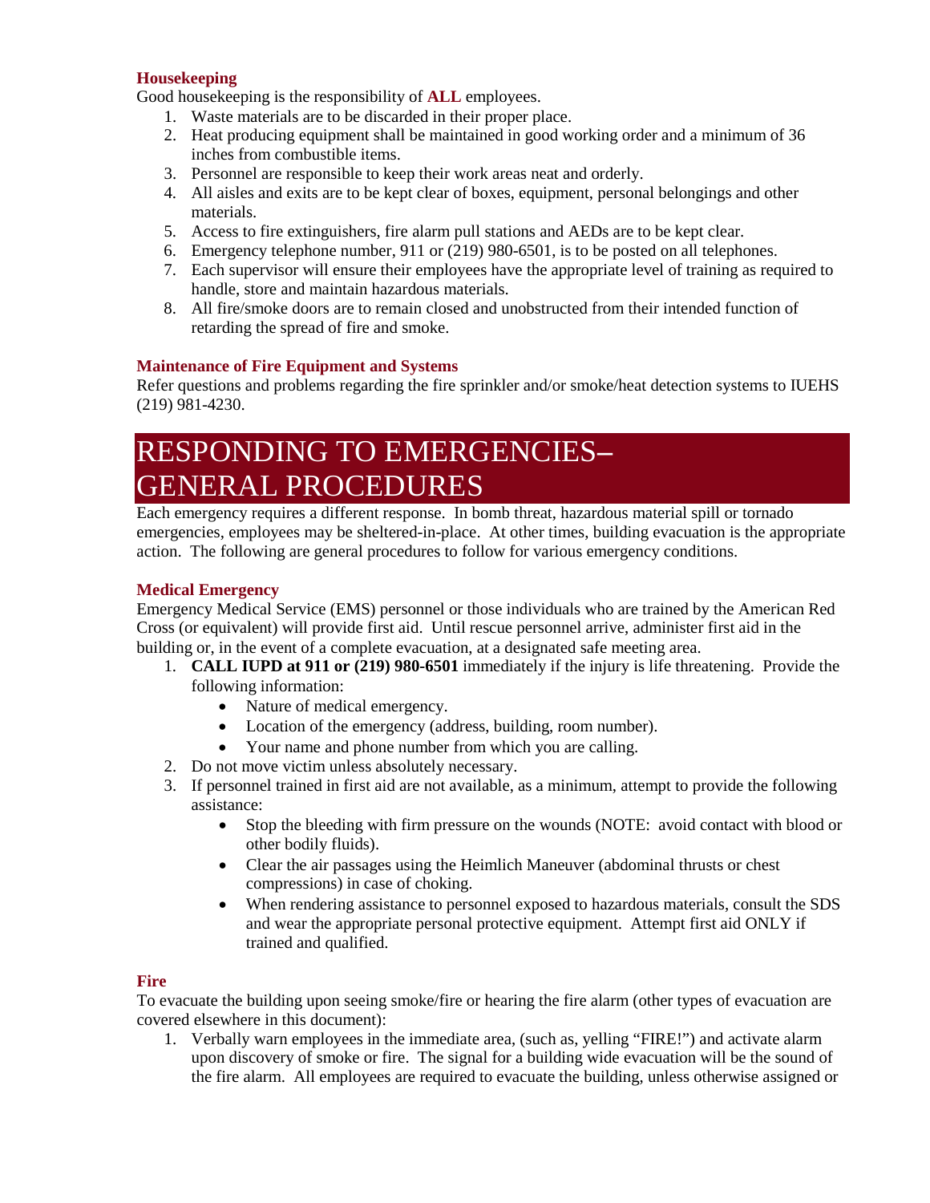### Housekeeping

Good housekeeping is the responsibility of **ALL** employees.

1. Waste materials are to be discarded in their proper place.
2. Heat producing equipment shall be maintained in good working order and a minimum of 36 inches from combustible items.
3. Personnel are responsible to keep their work areas neat and orderly.
4. All aisles and exits are to be kept clear of boxes, equipment, personal belongings and other materials.
5. Access to fire extinguishers, fire alarm pull stations and AEDs are to be kept clear.
6. Emergency telephone number, 911 or (219) 980-6501, is to be posted on all telephones.
7. Each supervisor will ensure their employees have the appropriate level of training as required to handle, store and maintain hazardous materials.
8. All fire/smoke doors are to remain closed and unobstructed from their intended function of retarding the spread of fire and smoke.

### Maintenance of Fire Equipment and Systems

Refer questions and problems regarding the fire sprinkler and/or smoke/heat detection systems to IUEHS (219) 981-4230.

# RESPONDING TO EMERGENCIES– GENERAL PROCEDURES

Each emergency requires a different response. In bomb threat, hazardous material spill or tornado emergencies, employees may be sheltered-in-place. At other times, building evacuation is the appropriate action. The following are general procedures to follow for various emergency conditions.

### Medical Emergency

Emergency Medical Service (EMS) personnel or those individuals who are trained by the American Red Cross (or equivalent) will provide first aid. Until rescue personnel arrive, administer first aid in the building or, in the event of a complete evacuation, at a designated safe meeting area.

1. **CALL IUPD at 911 or (219) 980-6501** immediately if the injury is life threatening. Provide the following information:
    - Nature of medical emergency.
    - Location of the emergency (address, building, room number).
    - Your name and phone number from which you are calling.
2. Do not move victim unless absolutely necessary.
3. If personnel trained in first aid are not available, as a minimum, attempt to provide the following assistance:
    - Stop the bleeding with firm pressure on the wounds (NOTE: avoid contact with blood or other bodily fluids).
    - Clear the air passages using the Heimlich Maneuver (abdominal thrusts or chest compressions) in case of choking.
    - When rendering assistance to personnel exposed to hazardous materials, consult the SDS and wear the appropriate personal protective equipment. Attempt first aid ONLY if trained and qualified.

### Fire

To evacuate the building upon seeing smoke/fire or hearing the fire alarm (other types of evacuation are covered elsewhere in this document):

1. Verbally warn employees in the immediate area, (such as, yelling "FIRE!") and activate alarm upon discovery of smoke or fire. The signal for a building wide evacuation will be the sound of the fire alarm. All employees are required to evacuate the building, unless otherwise assigned or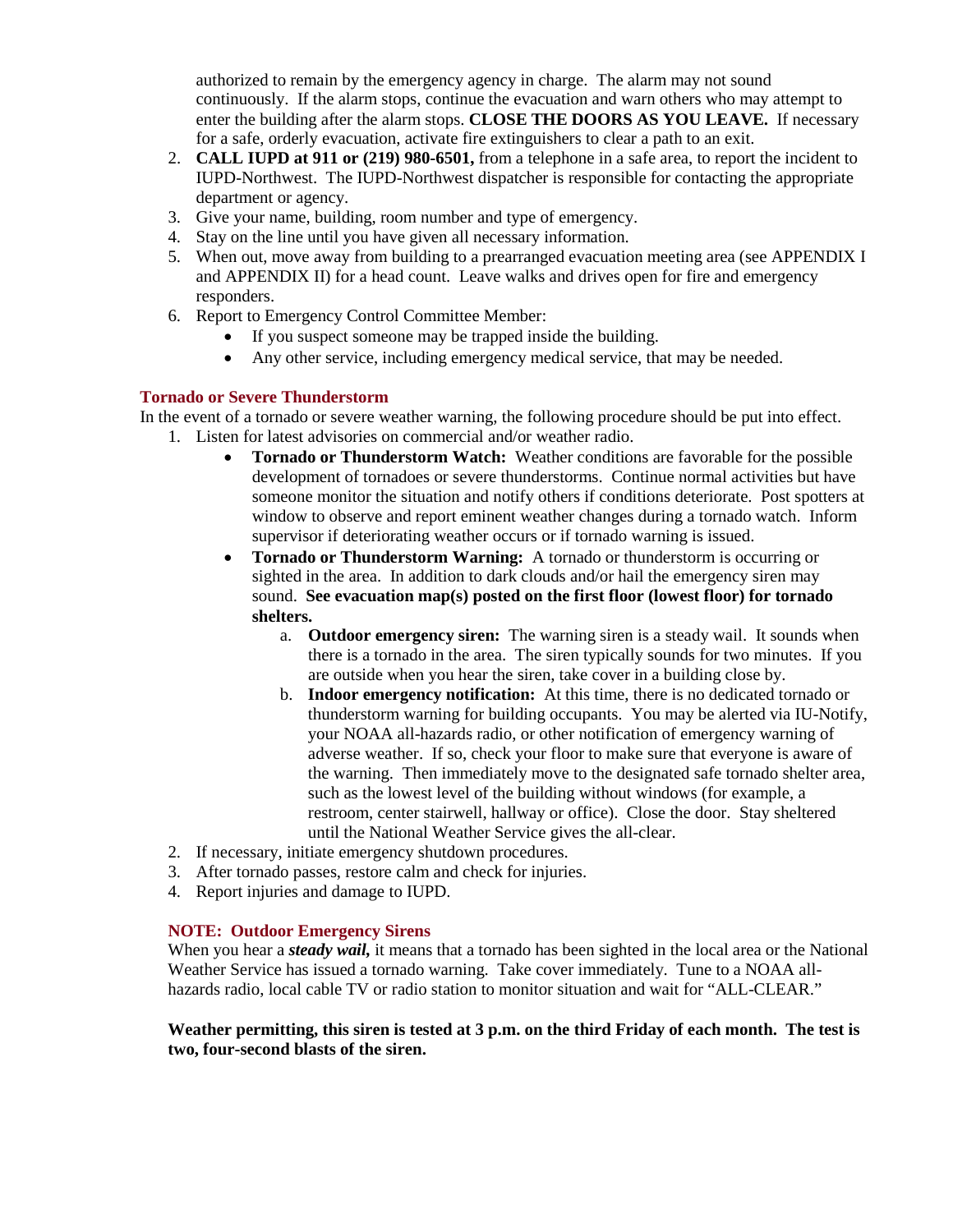authorized to remain by the emergency agency in charge. The alarm may not sound continuously. If the alarm stops, continue the evacuation and warn others who may attempt to enter the building after the alarm stops. **CLOSE THE DOORS AS YOU LEAVE.** If necessary for a safe, orderly evacuation, activate fire extinguishers to clear a path to an exit.

2. **CALL IUPD at 911 or (219) 980-6501,** from a telephone in a safe area, to report the incident to IUPD-Northwest. The IUPD-Northwest dispatcher is responsible for contacting the appropriate department or agency.
3. Give your name, building, room number and type of emergency.
4. Stay on the line until you have given all necessary information.
5. When out, move away from building to a prearranged evacuation meeting area (see APPENDIX I and APPENDIX II) for a head count. Leave walks and drives open for fire and emergency responders.
6. Report to Emergency Control Committee Member:
   - If you suspect someone may be trapped inside the building.
   - Any other service, including emergency medical service, that may be needed.

### Tornado or Severe Thunderstorm

In the event of a tornado or severe weather warning, the following procedure should be put into effect.

1. Listen for latest advisories on commercial and/or weather radio.
   - **Tornado or Thunderstorm Watch:** Weather conditions are favorable for the possible development of tornadoes or severe thunderstorms. Continue normal activities but have someone monitor the situation and notify others if conditions deteriorate. Post spotters at window to observe and report eminent weather changes during a tornado watch. Inform supervisor if deteriorating weather occurs or if tornado warning is issued.
   - **Tornado or Thunderstorm Warning:** A tornado or thunderstorm is occurring or sighted in the area. In addition to dark clouds and/or hail the emergency siren may sound. **See evacuation map(s) posted on the first floor (lowest floor) for tornado shelters.**
     a. **Outdoor emergency siren:** The warning siren is a steady wail. It sounds when there is a tornado in the area. The siren typically sounds for two minutes. If you are outside when you hear the siren, take cover in a building close by.
     b. **Indoor emergency notification:** At this time, there is no dedicated tornado or thunderstorm warning for building occupants. You may be alerted via IU-Notify, your NOAA all-hazards radio, or other notification of emergency warning of adverse weather. If so, check your floor to make sure that everyone is aware of the warning. Then immediately move to the designated safe tornado shelter area, such as the lowest level of the building without windows (for example, a restroom, center stairwell, hallway or office). Close the door. Stay sheltered until the National Weather Service gives the all-clear.
2. If necessary, initiate emergency shutdown procedures.
3. After tornado passes, restore calm and check for injuries.
4. Report injuries and damage to IUPD.

#### NOTE: Outdoor Emergency Sirens

When you hear a ***steady wail,*** it means that a tornado has been sighted in the local area or the National Weather Service has issued a tornado warning. Take cover immediately. Tune to a NOAA all-hazards radio, local cable TV or radio station to monitor situation and wait for "ALL-CLEAR."

**Weather permitting, this siren is tested at 3 p.m. on the third Friday of each month. The test is two, four-second blasts of the siren.**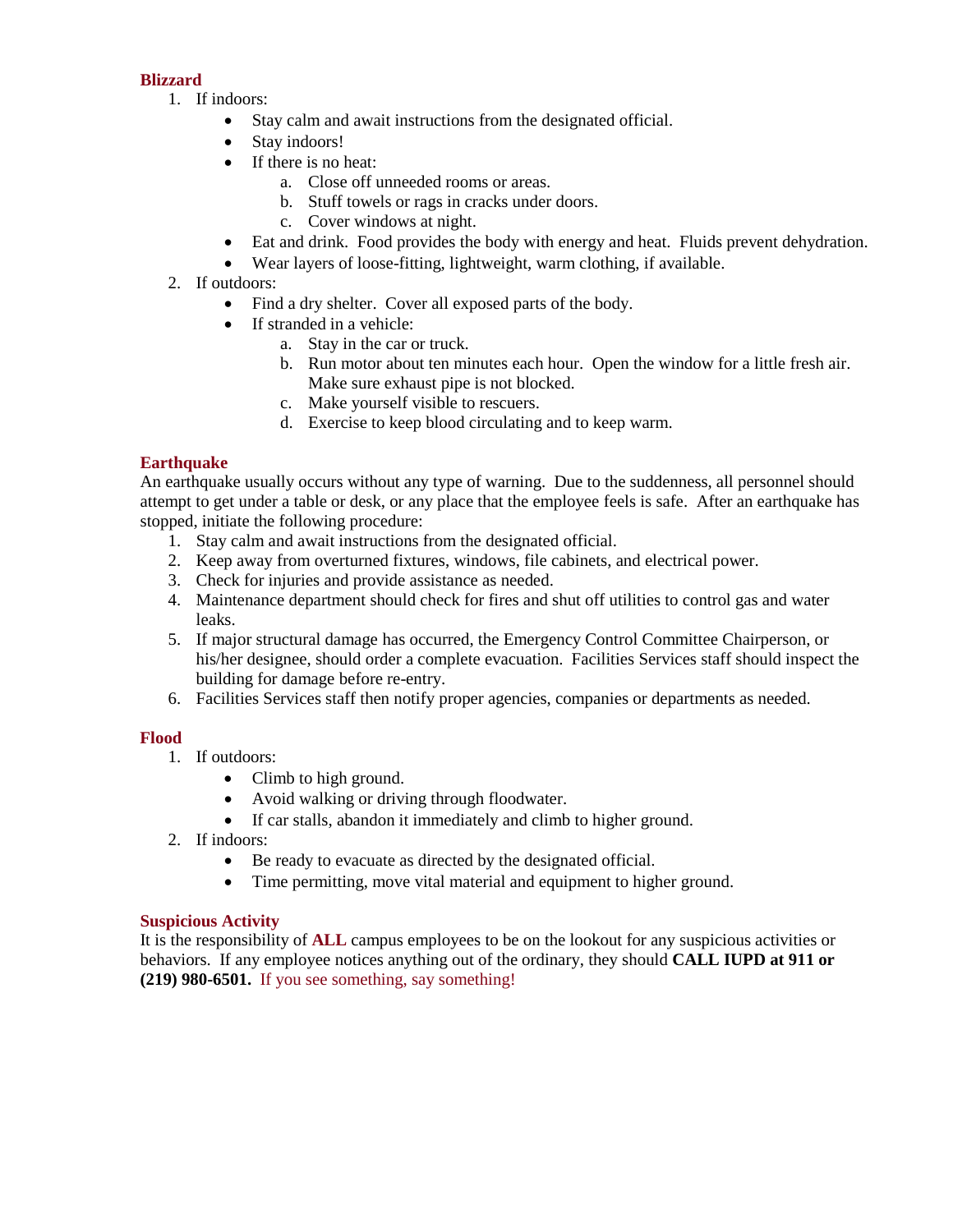### Blizzard

1. If indoors:
   - Stay calm and await instructions from the designated official.
   - Stay indoors!
   - If there is no heat:
     a. Close off unneeded rooms or areas.
     b. Stuff towels or rags in cracks under doors.
     c. Cover windows at night.
   - Eat and drink. Food provides the body with energy and heat. Fluids prevent dehydration.
   - Wear layers of loose-fitting, lightweight, warm clothing, if available.
2. If outdoors:
   - Find a dry shelter. Cover all exposed parts of the body.
   - If stranded in a vehicle:
     a. Stay in the car or truck.
     b. Run motor about ten minutes each hour. Open the window for a little fresh air. Make sure exhaust pipe is not blocked.
     c. Make yourself visible to rescuers.
     d. Exercise to keep blood circulating and to keep warm.

### Earthquake

An earthquake usually occurs without any type of warning. Due to the suddenness, all personnel should attempt to get under a table or desk, or any place that the employee feels is safe. After an earthquake has stopped, initiate the following procedure:

1. Stay calm and await instructions from the designated official.
2. Keep away from overturned fixtures, windows, file cabinets, and electrical power.
3. Check for injuries and provide assistance as needed.
4. Maintenance department should check for fires and shut off utilities to control gas and water leaks.
5. If major structural damage has occurred, the Emergency Control Committee Chairperson, or his/her designee, should order a complete evacuation. Facilities Services staff should inspect the building for damage before re-entry.
6. Facilities Services staff then notify proper agencies, companies or departments as needed.

### Flood

1. If outdoors:
   - Climb to high ground.
   - Avoid walking or driving through floodwater.
   - If car stalls, abandon it immediately and climb to higher ground.
2. If indoors:
   - Be ready to evacuate as directed by the designated official.
   - Time permitting, move vital material and equipment to higher ground.

### Suspicious Activity

It is the responsibility of **ALL** campus employees to be on the lookout for any suspicious activities or behaviors. If any employee notices anything out of the ordinary, they should **CALL IUPD at 911 or (219) 980-6501.** If you see something, say something!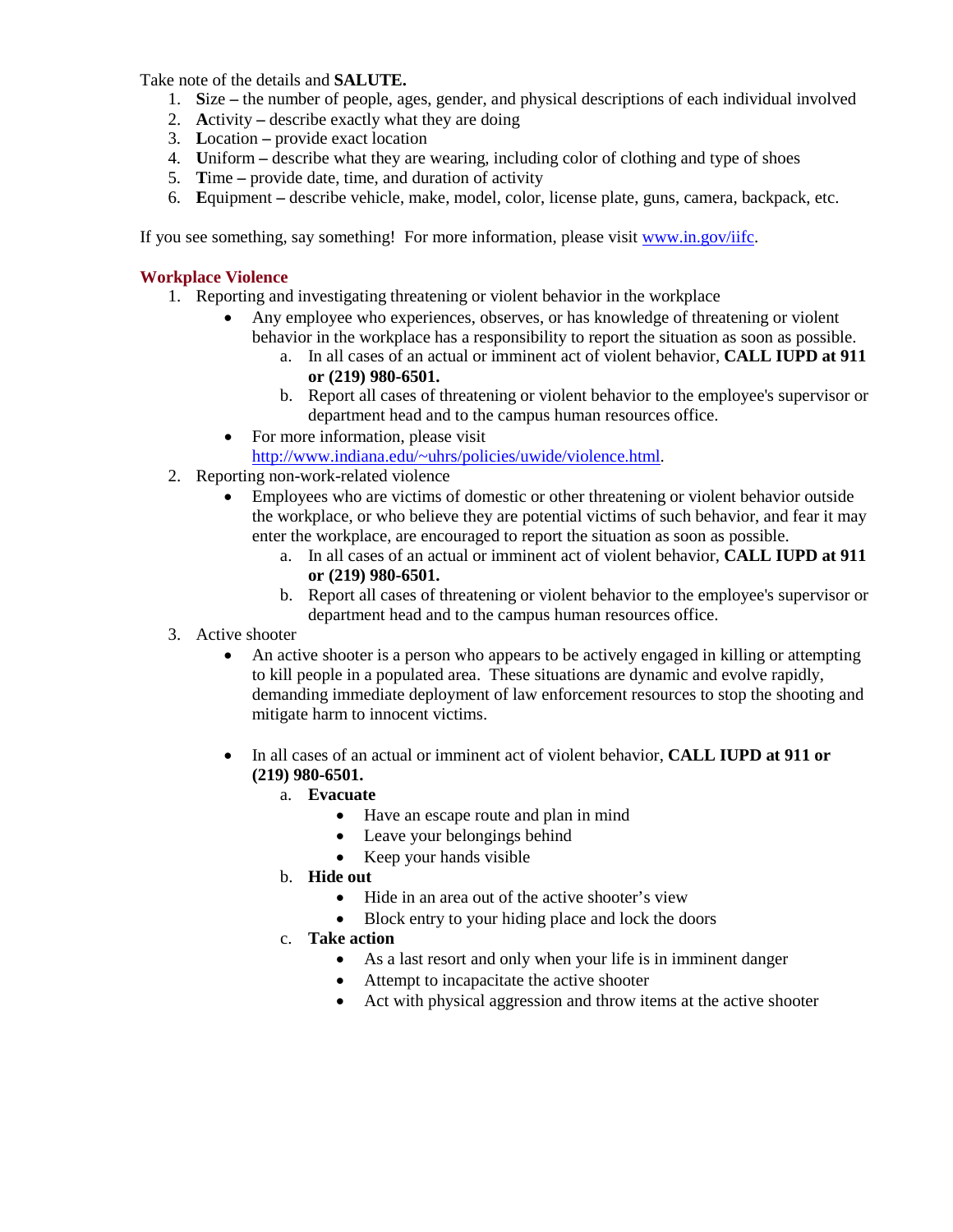Take note of the details and **SALUTE.**

1. **S**ize **–** the number of people, ages, gender, and physical descriptions of each individual involved
2. **A**ctivity **–** describe exactly what they are doing
3. **L**ocation **–** provide exact location
4. **U**niform **–** describe what they are wearing, including color of clothing and type of shoes
5. **T**ime **–** provide date, time, and duration of activity
6. **E**quipment **–** describe vehicle, make, model, color, license plate, guns, camera, backpack, etc.

If you see something, say something! For more information, please visit [www.in.gov/iifc](http://www.in.gov/iifc).

### Workplace Violence

1. Reporting and investigating threatening or violent behavior in the workplace
   - Any employee who experiences, observes, or has knowledge of threatening or violent behavior in the workplace has a responsibility to report the situation as soon as possible.
     a. In all cases of an actual or imminent act of violent behavior, **CALL IUPD at 911 or (219) 980-6501.**
     b. Report all cases of threatening or violent behavior to the employee's supervisor or department head and to the campus human resources office.
   - For more information, please visit [http://www.indiana.edu/~uhrs/policies/uwide/violence.html](http://www.indiana.edu/~uhrs/policies/uwide/violence.html).
2. Reporting non-work-related violence
   - Employees who are victims of domestic or other threatening or violent behavior outside the workplace, or who believe they are potential victims of such behavior, and fear it may enter the workplace, are encouraged to report the situation as soon as possible.
     a. In all cases of an actual or imminent act of violent behavior, **CALL IUPD at 911 or (219) 980-6501.**
     b. Report all cases of threatening or violent behavior to the employee's supervisor or department head and to the campus human resources office.
3. Active shooter
   - An active shooter is a person who appears to be actively engaged in killing or attempting to kill people in a populated area. These situations are dynamic and evolve rapidly, demanding immediate deployment of law enforcement resources to stop the shooting and mitigate harm to innocent victims.
   - In all cases of an actual or imminent act of violent behavior, **CALL IUPD at 911 or (219) 980-6501.**
     a. **Evacuate**
        - Have an escape route and plan in mind
        - Leave your belongings behind
        - Keep your hands visible
     b. **Hide out**
        - Hide in an area out of the active shooter's view
        - Block entry to your hiding place and lock the doors
     c. **Take action**
        - As a last resort and only when your life is in imminent danger
        - Attempt to incapacitate the active shooter
        - Act with physical aggression and throw items at the active shooter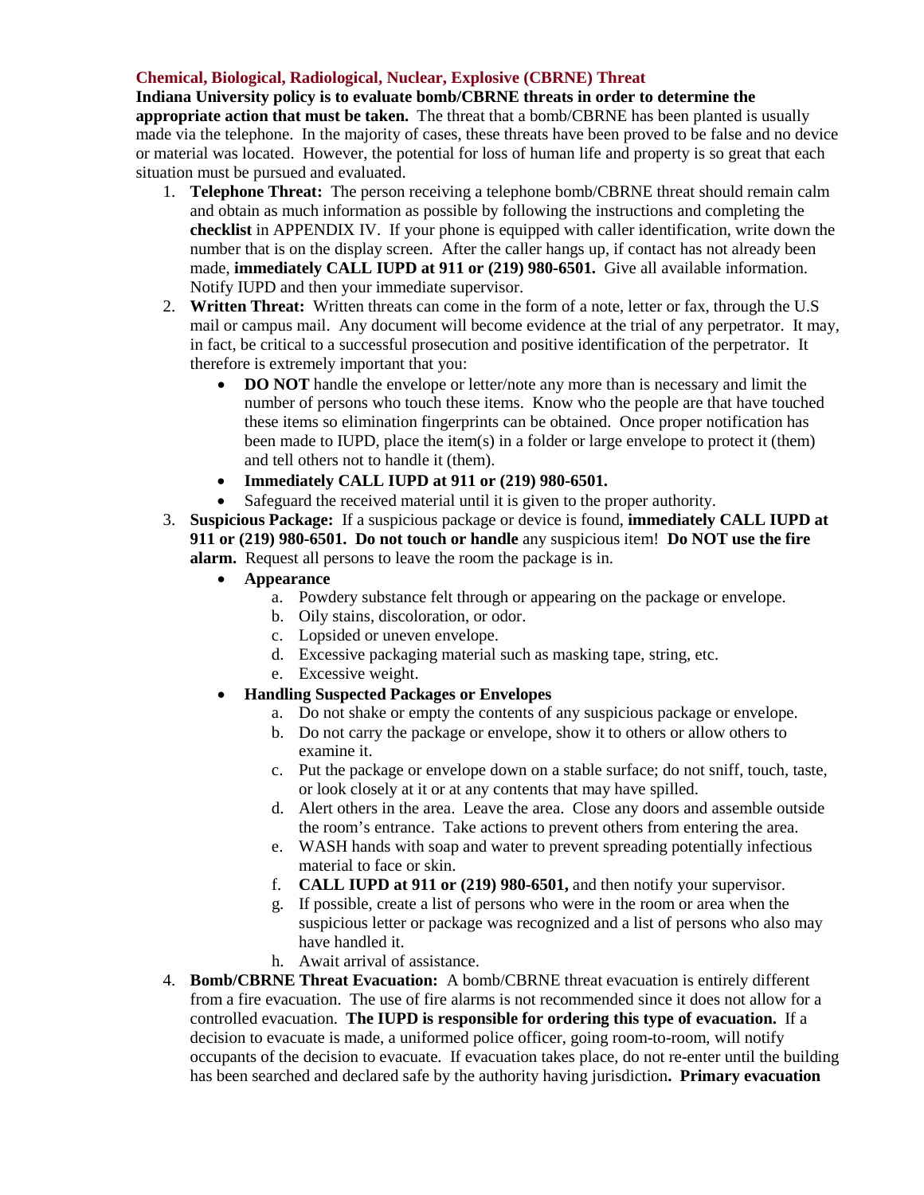### Chemical, Biological, Radiological, Nuclear, Explosive (CBRNE) Threat

**Indiana University policy is to evaluate bomb/CBRNE threats in order to determine the appropriate action that must be taken.** The threat that a bomb/CBRNE has been planted is usually made via the telephone. In the majority of cases, these threats have been proved to be false and no device or material was located. However, the potential for loss of human life and property is so great that each situation must be pursued and evaluated.

1. **Telephone Threat:** The person receiving a telephone bomb/CBRNE threat should remain calm and obtain as much information as possible by following the instructions and completing the **checklist** in APPENDIX IV. If your phone is equipped with caller identification, write down the number that is on the display screen. After the caller hangs up, if contact has not already been made, **immediately CALL IUPD at 911 or (219) 980-6501.** Give all available information. Notify IUPD and then your immediate supervisor.
2. **Written Threat:** Written threats can come in the form of a note, letter or fax, through the U.S mail or campus mail. Any document will become evidence at the trial of any perpetrator. It may, in fact, be critical to a successful prosecution and positive identification of the perpetrator. It therefore is extremely important that you:
   - **DO NOT** handle the envelope or letter/note any more than is necessary and limit the number of persons who touch these items. Know who the people are that have touched these items so elimination fingerprints can be obtained. Once proper notification has been made to IUPD, place the item(s) in a folder or large envelope to protect it (them) and tell others not to handle it (them).
   - **Immediately CALL IUPD at 911 or (219) 980-6501.**
   - Safeguard the received material until it is given to the proper authority.
3. **Suspicious Package:** If a suspicious package or device is found, **immediately CALL IUPD at 911 or (219) 980-6501. Do not touch or handle** any suspicious item! **Do NOT use the fire alarm.** Request all persons to leave the room the package is in.
   - **Appearance**
     a. Powdery substance felt through or appearing on the package or envelope.
     b. Oily stains, discoloration, or odor.
     c. Lopsided or uneven envelope.
     d. Excessive packaging material such as masking tape, string, etc.
     e. Excessive weight.
   - **Handling Suspected Packages or Envelopes**
     a. Do not shake or empty the contents of any suspicious package or envelope.
     b. Do not carry the package or envelope, show it to others or allow others to examine it.
     c. Put the package or envelope down on a stable surface; do not sniff, touch, taste, or look closely at it or at any contents that may have spilled.
     d. Alert others in the area. Leave the area. Close any doors and assemble outside the room's entrance. Take actions to prevent others from entering the area.
     e. WASH hands with soap and water to prevent spreading potentially infectious material to face or skin.
     f. **CALL IUPD at 911 or (219) 980-6501,** and then notify your supervisor.
     g. If possible, create a list of persons who were in the room or area when the suspicious letter or package was recognized and a list of persons who also may have handled it.
     h. Await arrival of assistance.
4. **Bomb/CBRNE Threat Evacuation:** A bomb/CBRNE threat evacuation is entirely different from a fire evacuation. The use of fire alarms is not recommended since it does not allow for a controlled evacuation. **The IUPD is responsible for ordering this type of evacuation.** If a decision to evacuate is made, a uniformed police officer, going room-to-room, will notify occupants of the decision to evacuate. If evacuation takes place, do not re-enter until the building has been searched and declared safe by the authority having jurisdiction**. Primary evacuation**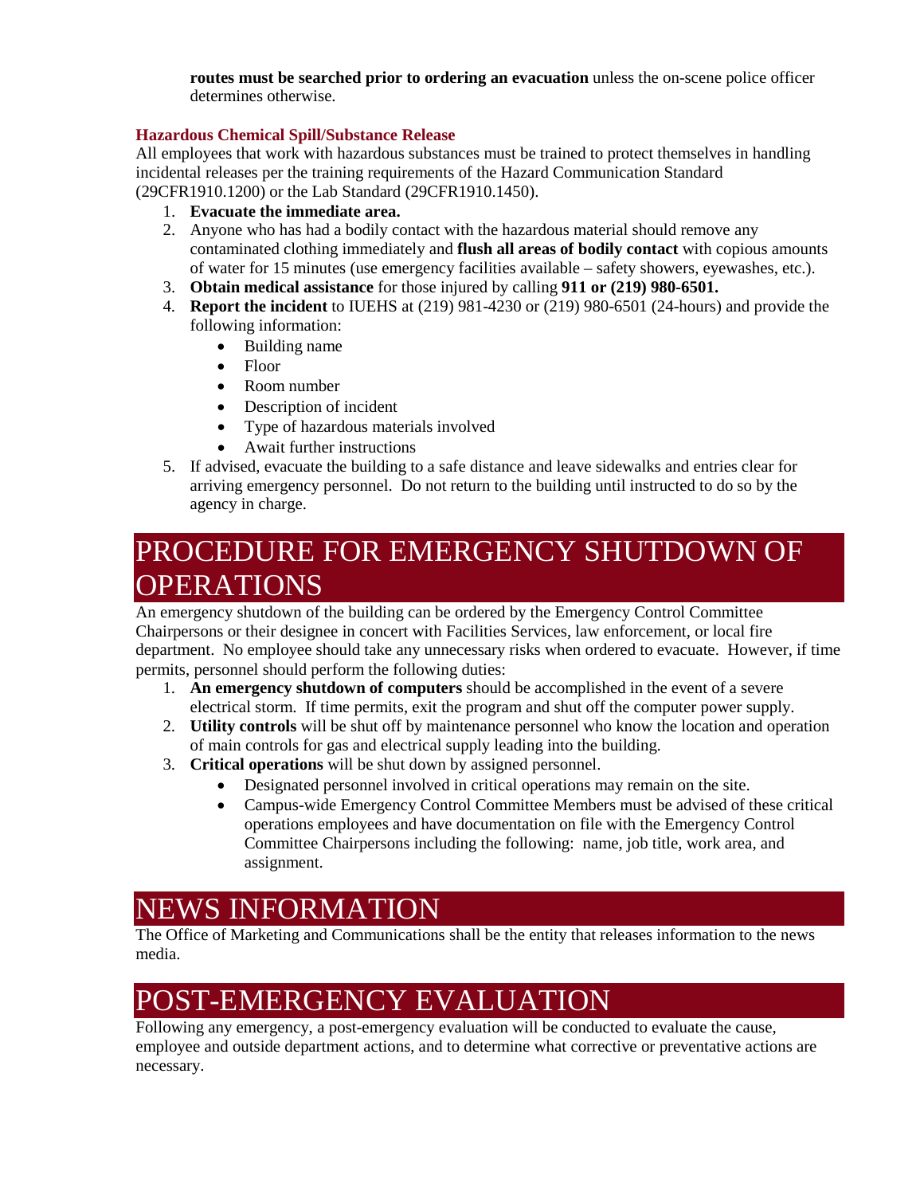**routes must be searched prior to ordering an evacuation** unless the on-scene police officer determines otherwise.

### Hazardous Chemical Spill/Substance Release

All employees that work with hazardous substances must be trained to protect themselves in handling incidental releases per the training requirements of the Hazard Communication Standard (29CFR1910.1200) or the Lab Standard (29CFR1910.1450).

1. **Evacuate the immediate area.**
2. Anyone who has had a bodily contact with the hazardous material should remove any contaminated clothing immediately and **flush all areas of bodily contact** with copious amounts of water for 15 minutes (use emergency facilities available – safety showers, eyewashes, etc.).
3. **Obtain medical assistance** for those injured by calling **911 or (219) 980-6501.**
4. **Report the incident** to IUEHS at (219) 981-4230 or (219) 980-6501 (24-hours) and provide the following information:
    - Building name
    - Floor
    - Room number
    - Description of incident
    - Type of hazardous materials involved
    - Await further instructions
5. If advised, evacuate the building to a safe distance and leave sidewalks and entries clear for arriving emergency personnel. Do not return to the building until instructed to do so by the agency in charge.

# PROCEDURE FOR EMERGENCY SHUTDOWN OF OPERATIONS

An emergency shutdown of the building can be ordered by the Emergency Control Committee Chairpersons or their designee in concert with Facilities Services, law enforcement, or local fire department. No employee should take any unnecessary risks when ordered to evacuate. However, if time permits, personnel should perform the following duties:

1. **An emergency shutdown of computers** should be accomplished in the event of a severe electrical storm. If time permits, exit the program and shut off the computer power supply.
2. **Utility controls** will be shut off by maintenance personnel who know the location and operation of main controls for gas and electrical supply leading into the building.
3. **Critical operations** will be shut down by assigned personnel.
    - Designated personnel involved in critical operations may remain on the site.
    - Campus-wide Emergency Control Committee Members must be advised of these critical operations employees and have documentation on file with the Emergency Control Committee Chairpersons including the following: name, job title, work area, and assignment.

# NEWS INFORMATION

The Office of Marketing and Communications shall be the entity that releases information to the news media.

# POST-EMERGENCY EVALUATION

Following any emergency, a post-emergency evaluation will be conducted to evaluate the cause, employee and outside department actions, and to determine what corrective or preventative actions are necessary.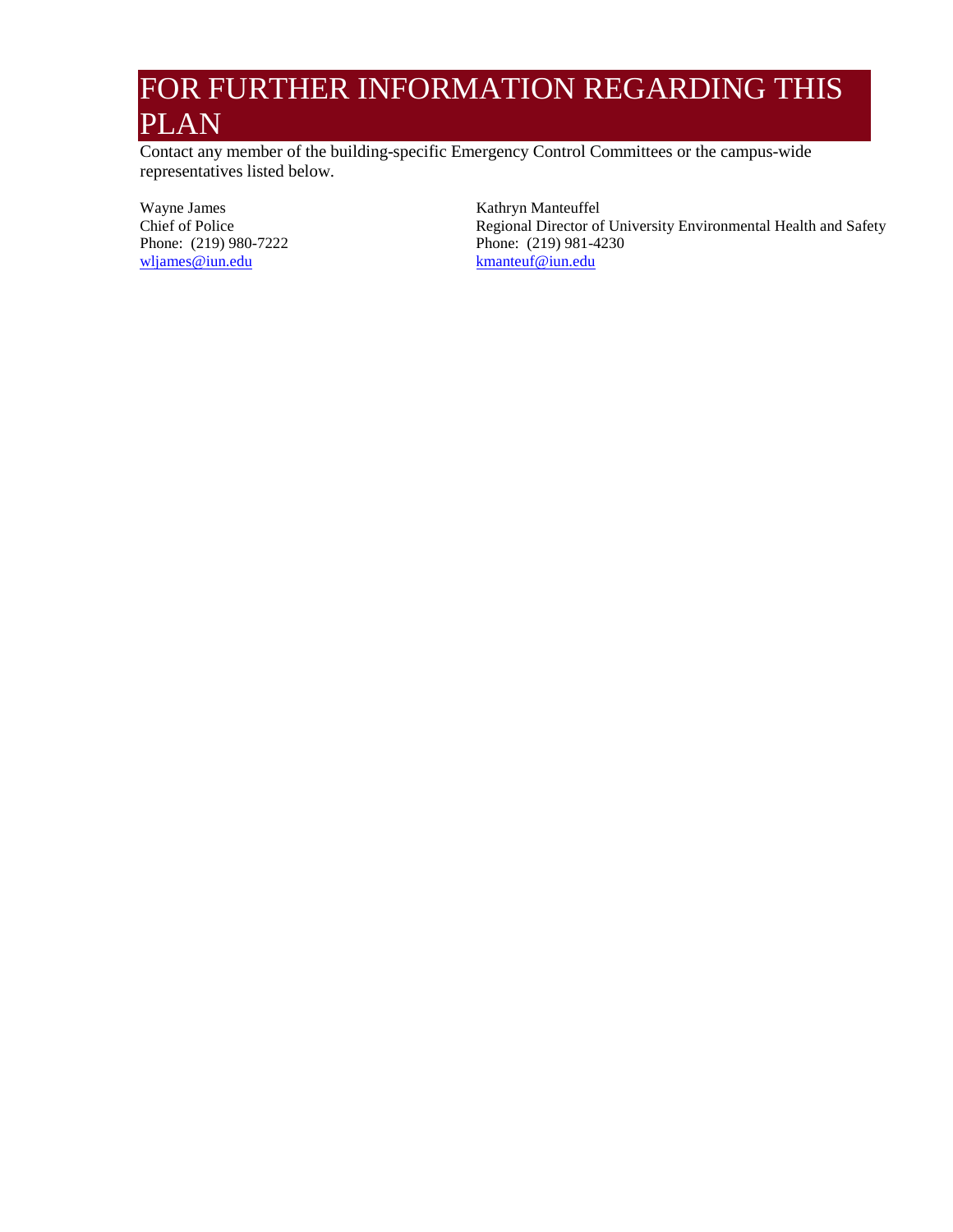# FOR FURTHER INFORMATION REGARDING THIS PLAN

Contact any member of the building-specific Emergency Control Committees or the campus-wide representatives listed below.

Wayne James
Chief of Police
Phone: (219) 980-7222
wljames@iun.edu

Kathryn Manteuffel
Regional Director of University Environmental Health and Safety
Phone: (219) 981-4230
kmanteuf@iun.edu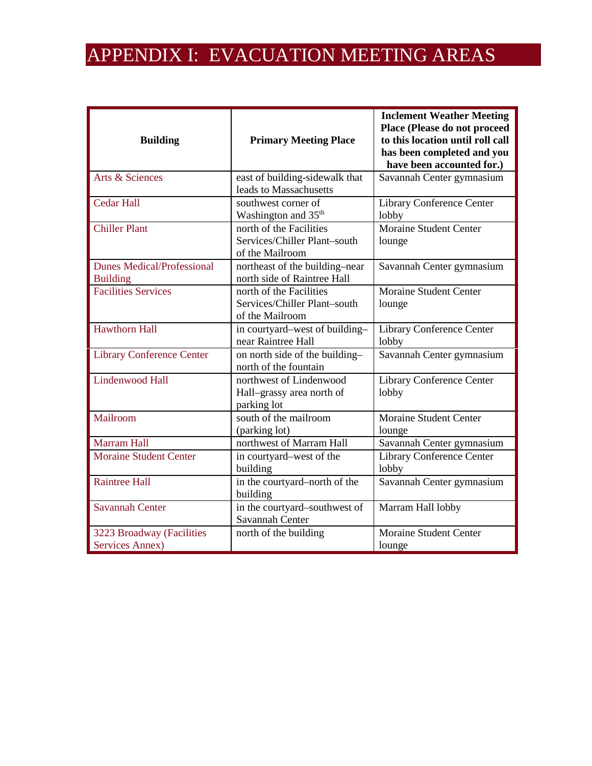# APPENDIX I: EVACUATION MEETING AREAS

| Building | Primary Meeting Place | Inclement Weather Meeting Place (Please do not proceed to this location until roll call has been completed and you have been accounted for.) |
|---|---|---|
| Arts & Sciences | east of building-sidewalk that leads to Massachusetts | Savannah Center gymnasium |
| Cedar Hall | southwest corner of Washington and 35th | Library Conference Center lobby |
| Chiller Plant | north of the Facilities Services/Chiller Plant–south of the Mailroom | Moraine Student Center lounge |
| Dunes Medical/Professional Building | northeast of the building–near north side of Raintree Hall | Savannah Center gymnasium |
| Facilities Services | north of the Facilities Services/Chiller Plant–south of the Mailroom | Moraine Student Center lounge |
| Hawthorn Hall | in courtyard–west of building–near Raintree Hall | Library Conference Center lobby |
| Library Conference Center | on north side of the building–north of the fountain | Savannah Center gymnasium |
| Lindenwood Hall | northwest of Lindenwood Hall–grassy area north of parking lot | Library Conference Center lobby |
| Mailroom | south of the mailroom (parking lot) | Moraine Student Center lounge |
| Marram Hall | northwest of Marram Hall | Savannah Center gymnasium |
| Moraine Student Center | in courtyard–west of the building | Library Conference Center lobby |
| Raintree Hall | in the courtyard–north of the building | Savannah Center gymnasium |
| Savannah Center | in the courtyard–southwest of Savannah Center | Marram Hall lobby |
| 3223 Broadway (Facilities Services Annex) | north of the building | Moraine Student Center lounge |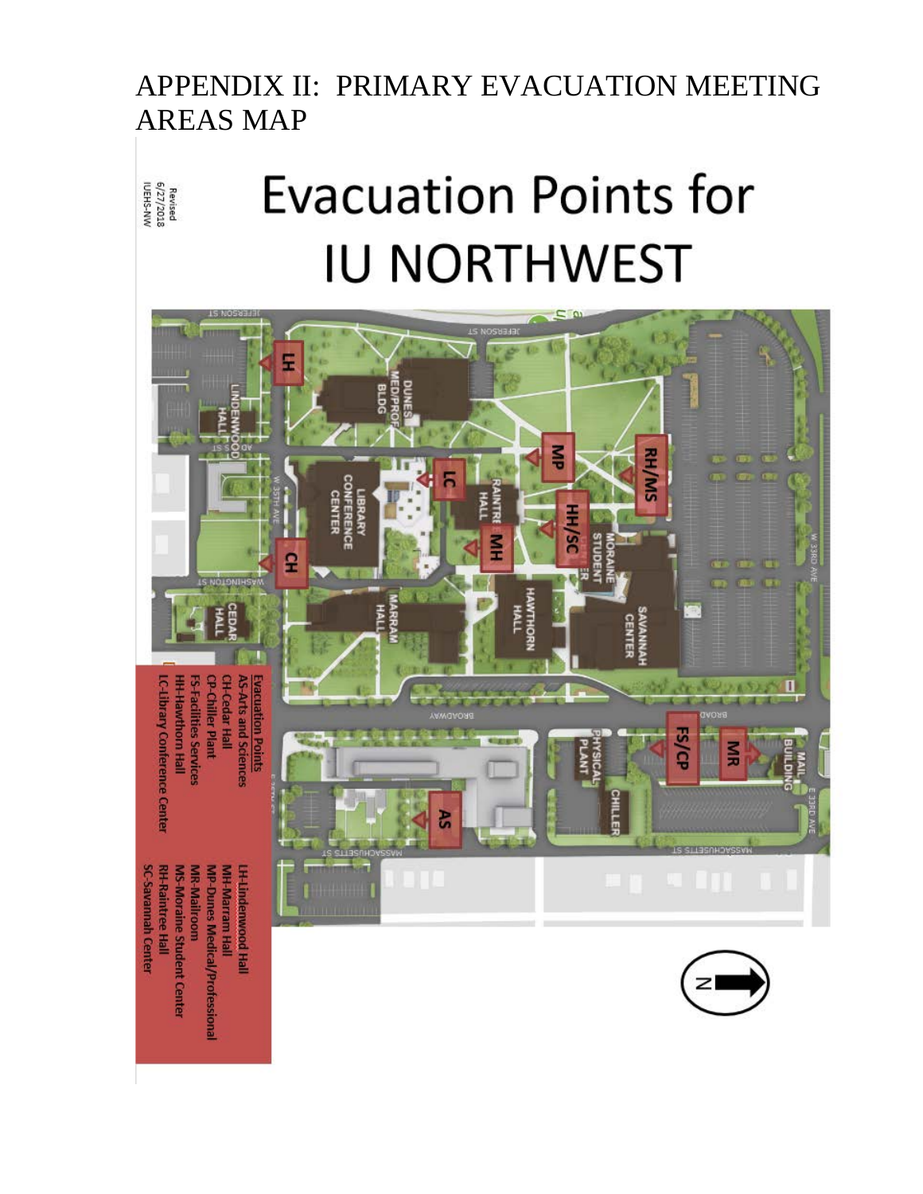# APPENDIX II: PRIMARY EVACUATION MEETING AREAS MAP

Revised 6/27/2018 IUEHS-NW

## Evacuation Points for IU NORTHWEST

**Evacuation Points**

- AS-Arts and Sciences
- CH-Cedar Hall
- CP-Chiller Plant
- FS-Facilities Services
- HH-Hawthorn Hall
- LC-Library Conference Center
- LH-Lindenwood Hall
- MH-Marram Hall
- MP-Dunes Medical/Professional
- MR-Mailroom
- MS-Moraine Student Center
- RH-Raintree Hall
- SC-Savannah Center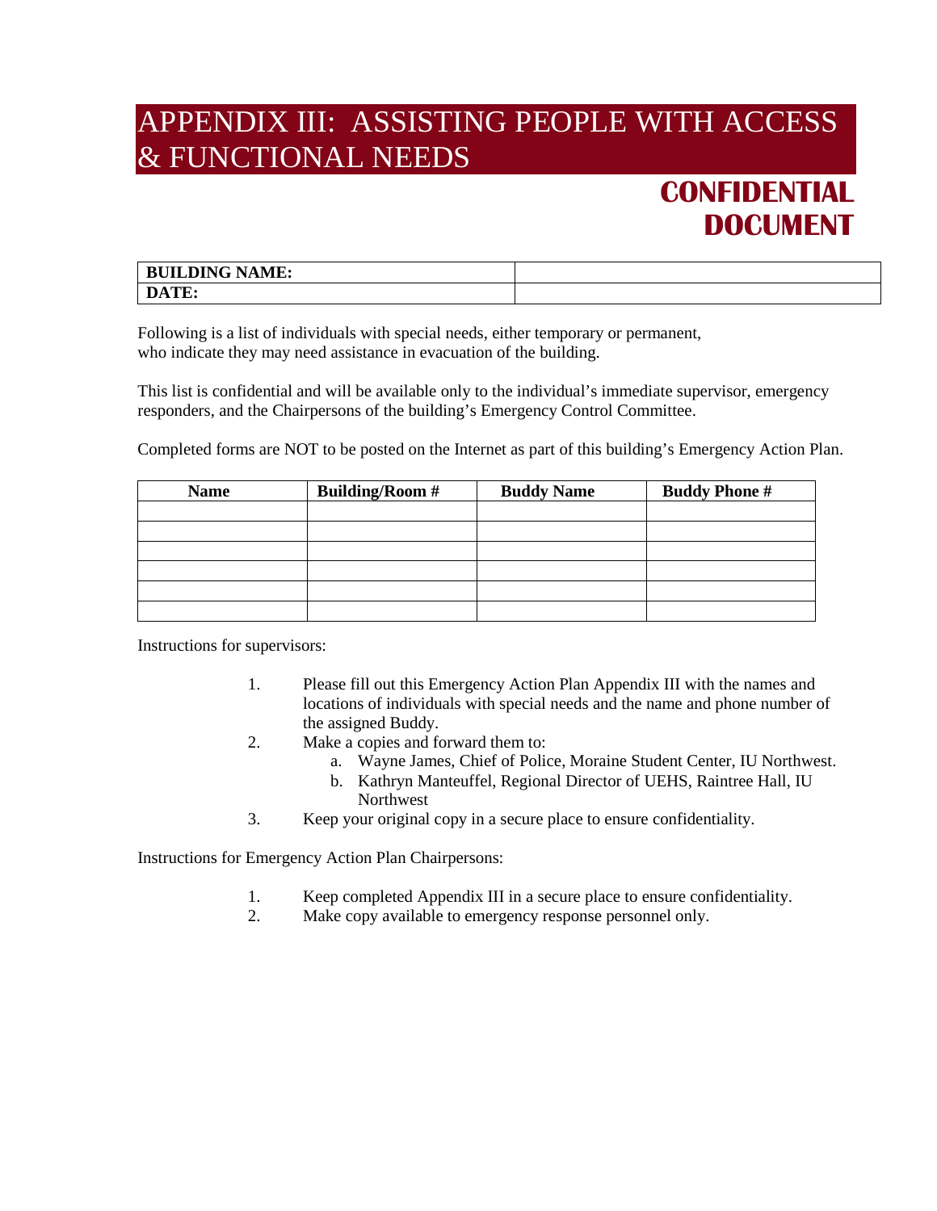# APPENDIX III: ASSISTING PEOPLE WITH ACCESS & FUNCTIONAL NEEDS

**CONFIDENTIAL DOCUMENT**

| **BUILDING NAME:** | |
|---|---|
| **DATE:** | |

Following is a list of individuals with special needs, either temporary or permanent, who indicate they may need assistance in evacuation of the building.

This list is confidential and will be available only to the individual's immediate supervisor, emergency responders, and the Chairpersons of the building's Emergency Control Committee.

Completed forms are NOT to be posted on the Internet as part of this building's Emergency Action Plan.

| Name | Building/Room # | Buddy Name | Buddy Phone # |
|---|---|---|---|
| | | | |
| | | | |
| | | | |
| | | | |
| | | | |
| | | | |

Instructions for supervisors:

1. Please fill out this Emergency Action Plan Appendix III with the names and locations of individuals with special needs and the name and phone number of the assigned Buddy.
2. Make a copies and forward them to:
   a. Wayne James, Chief of Police, Moraine Student Center, IU Northwest.
   b. Kathryn Manteuffel, Regional Director of UEHS, Raintree Hall, IU Northwest
3. Keep your original copy in a secure place to ensure confidentiality.

Instructions for Emergency Action Plan Chairpersons:

1. Keep completed Appendix III in a secure place to ensure confidentiality.
2. Make copy available to emergency response personnel only.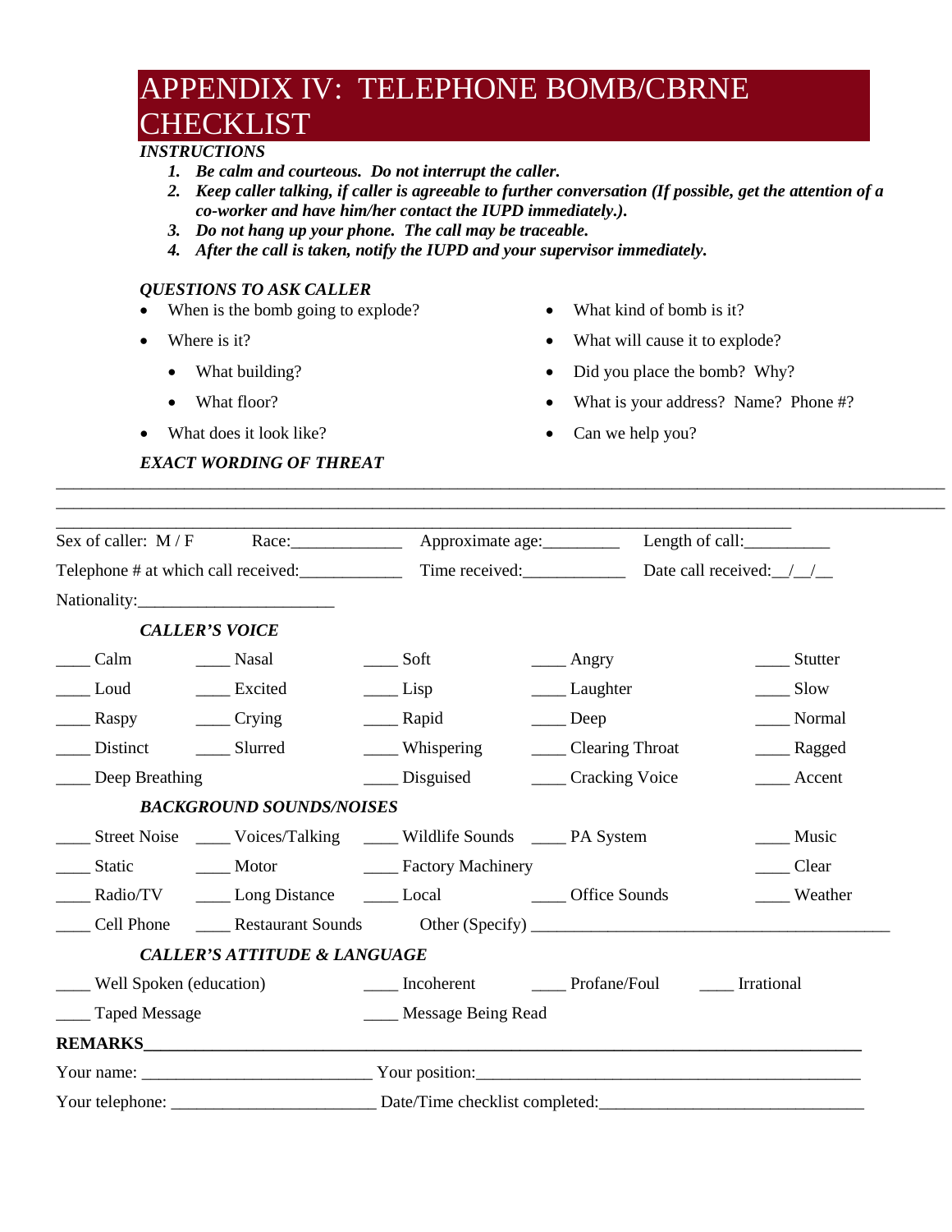# APPENDIX IV: TELEPHONE BOMB/CBRNE CHECKLIST

***INSTRUCTIONS***

1. ***Be calm and courteous. Do not interrupt the caller.***
2. ***Keep caller talking, if caller is agreeable to further conversation (If possible, get the attention of a co-worker and have him/her contact the IUPD immediately.).***
3. ***Do not hang up your phone. The call may be traceable.***
4. ***After the call is taken, notify the IUPD and your supervisor immediately.***

***QUESTIONS TO ASK CALLER***

- When is the bomb going to explode?
- Where is it?
  - What building?
  - What floor?
- What does it look like?
- What kind of bomb is it?
- What will cause it to explode?
- Did you place the bomb? Why?
- What is your address? Name? Phone #?
- Can we help you?

***EXACT WORDING OF THREAT***

______________________________________________________________________________________________

______________________________________________________________________________________________

______________________________________________________________________________________________

Sex of caller: M / F Race:_____________ Approximate age:_________ Length of call:__________

Telephone # at which call received:____________ Time received:____________ Date call received:__/__/__

Nationality:_______________________

***CALLER'S VOICE***

| | | | | |
|---|---|---|---|---|
| ____ Calm | ____ Nasal | ____ Soft | ____ Angry | ____ Stutter |
| ____ Loud | ____ Excited | ____ Lisp | ____ Laughter | ____ Slow |
| ____ Raspy | ____ Crying | ____ Rapid | ____ Deep | ____ Normal |
| ____ Distinct | ____ Slurred | ____ Whispering | ____ Clearing Throat | ____ Ragged |
| ____ Deep Breathing | | ____ Disguised | ____ Cracking Voice | ____ Accent |

***BACKGROUND SOUNDS/NOISES***

| | | | | |
|---|---|---|---|---|
| ____ Street Noise | ____ Voices/Talking | ____ Wildlife Sounds | ____ PA System | ____ Music |
| ____ Static | ____ Motor | ____ Factory Machinery | | ____ Clear |
| ____ Radio/TV | ____ Long Distance | ____ Local | ____ Office Sounds | ____ Weather |
| ____ Cell Phone | ____ Restaurant Sounds | Other (Specify) ___________________________ | | |

***CALLER'S ATTITUDE & LANGUAGE***

| | | | |
|---|---|---|---|
| ____ Well Spoken (education) | ____ Incoherent | ____ Profane/Foul | ____ Irrational |
| ____ Taped Message | ____ Message Being Read | | |

**REMARKS**______________________________________________________________________________

Your name: __________________________ Your position:____________________________________________

Your telephone: _______________________ Date/Time checklist completed:______________________________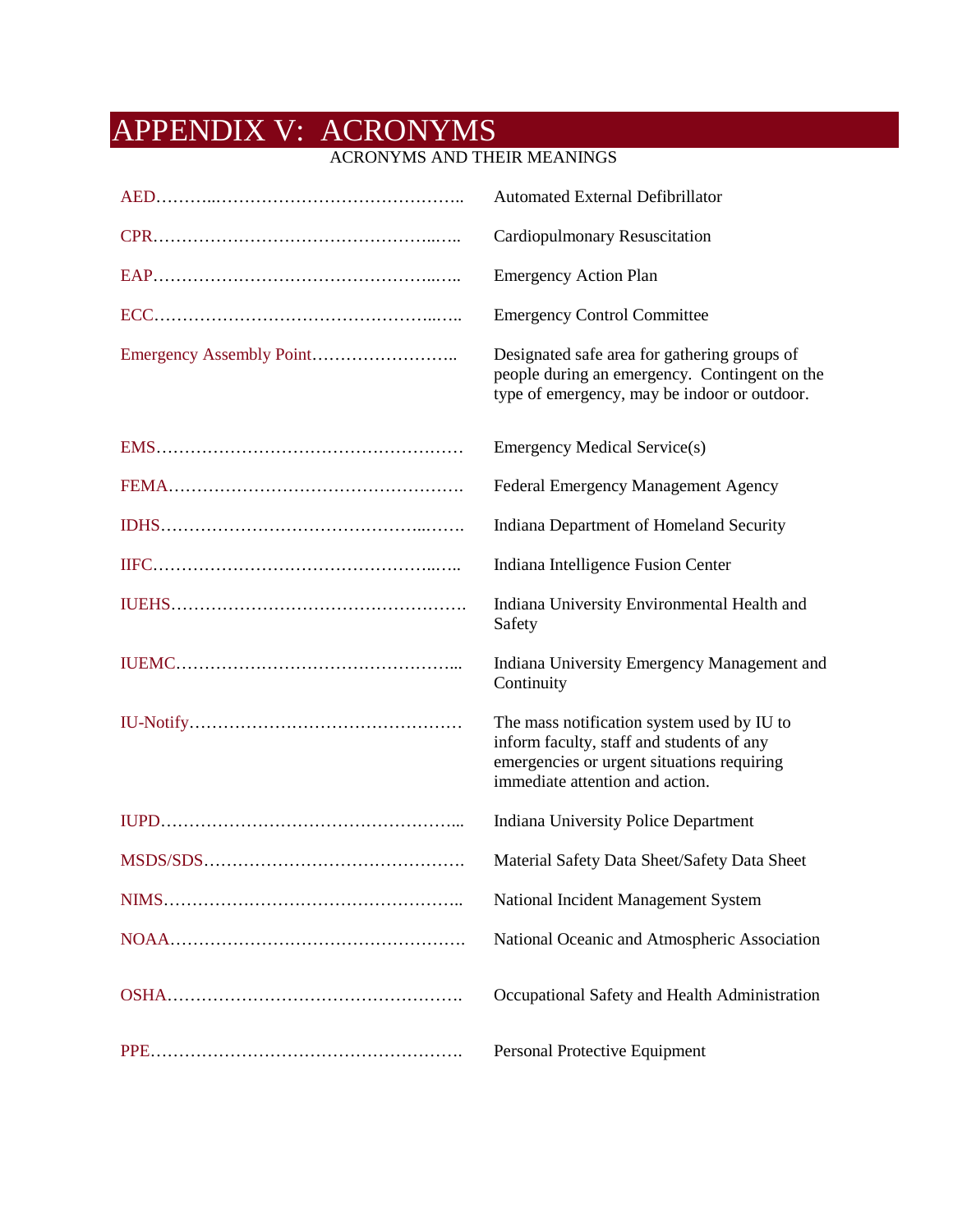# APPENDIX V: ACRONYMS

ACRONYMS AND THEIR MEANINGS

| | |
|---|---|
| AED | Automated External Defibrillator |
| CPR | Cardiopulmonary Resuscitation |
| EAP | Emergency Action Plan |
| ECC | Emergency Control Committee |
| Emergency Assembly Point | Designated safe area for gathering groups of people during an emergency. Contingent on the type of emergency, may be indoor or outdoor. |
| EMS | Emergency Medical Service(s) |
| FEMA | Federal Emergency Management Agency |
| IDHS | Indiana Department of Homeland Security |
| IIFC | Indiana Intelligence Fusion Center |
| IUEHS | Indiana University Environmental Health and Safety |
| IUEMC | Indiana University Emergency Management and Continuity |
| IU-Notify | The mass notification system used by IU to inform faculty, staff and students of any emergencies or urgent situations requiring immediate attention and action. |
| IUPD | Indiana University Police Department |
| MSDS/SDS | Material Safety Data Sheet/Safety Data Sheet |
| NIMS | National Incident Management System |
| NOAA | National Oceanic and Atmospheric Association |
| OSHA | Occupational Safety and Health Administration |
| PPE | Personal Protective Equipment |